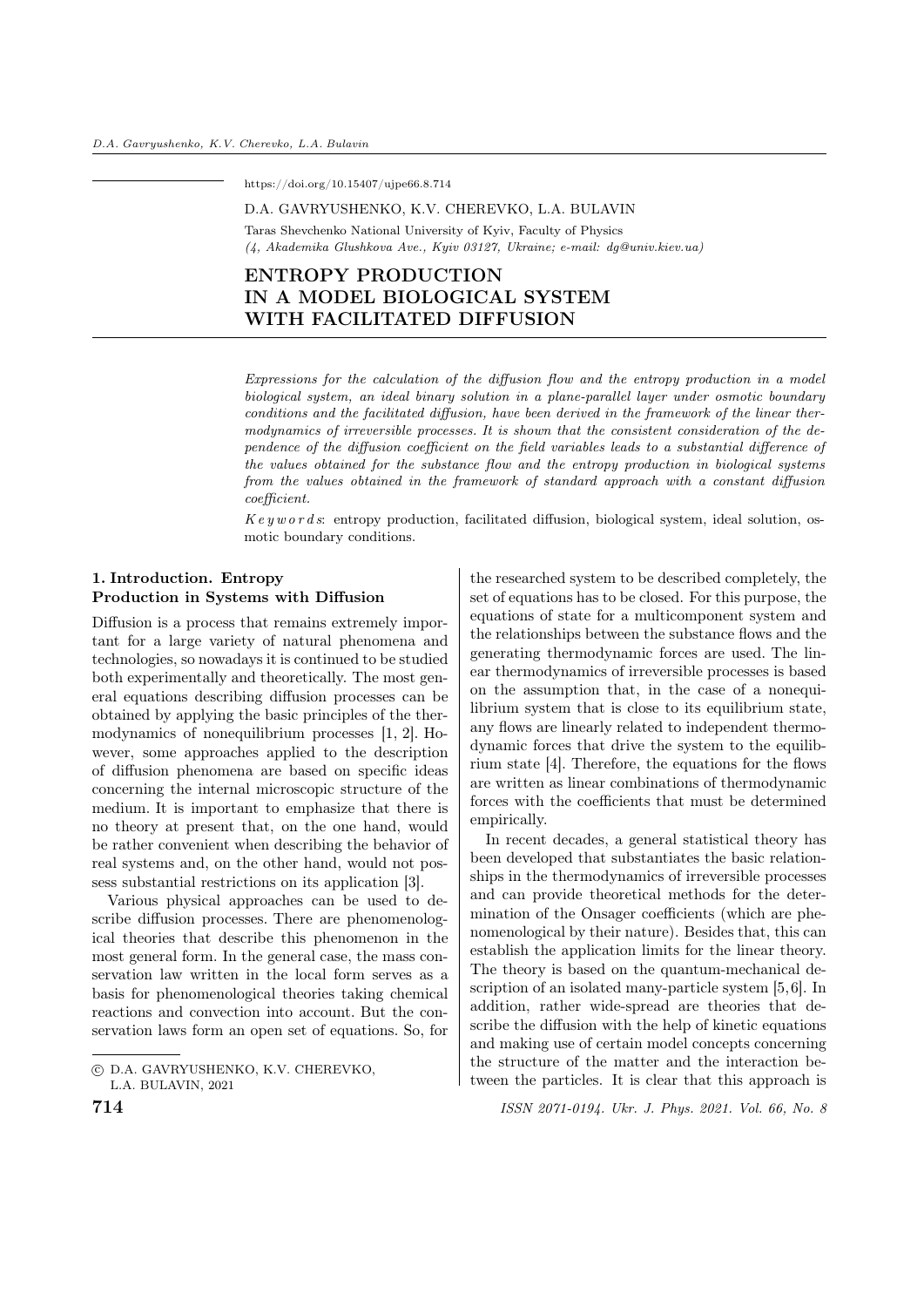https://doi.org/10.15407/ujpe66.8.714

D.A. GAVRYUSHENKO, K.V. CHEREVKO, L.A. BULAVIN

Taras Shevchenko National University of Kyiv, Faculty of Physics
*(4, Akademika Glushkova Ave., Kyiv 03127, Ukraine; e-mail: dg@univ.kiev.ua)*

# ENTROPY PRODUCTION IN A MODEL BIOLOGICAL SYSTEM WITH FACILITATED DIFFUSION

*Expressions for the calculation of the diffusion flow and the entropy production in a model biological system, an ideal binary solution in a plane-parallel layer under osmotic boundary conditions and the facilitated diffusion, have been derived in the framework of the linear thermodynamics of irreversible processes. It is shown that the consistent consideration of the dependence of the diffusion coefficient on the field variables leads to a substantial difference of the values obtained for the substance flow and the entropy production in biological systems from the values obtained in the framework of standard approach with a constant diffusion coefficient.*

*Keywords*: entropy production, facilitated diffusion, biological system, ideal solution, osmotic boundary conditions.

## 1. Introduction. Entropy Production in Systems with Diffusion

Diffusion is a process that remains extremely important for a large variety of natural phenomena and technologies, so nowadays it is continued to be studied both experimentally and theoretically. The most general equations describing diffusion processes can be obtained by applying the basic principles of the thermodynamics of nonequilibrium processes [1, 2]. However, some approaches applied to the description of diffusion phenomena are based on specific ideas concerning the internal microscopic structure of the medium. It is important to emphasize that there is no theory at present that, on the one hand, would be rather convenient when describing the behavior of real systems and, on the other hand, would not possess substantial restrictions on its application [3].

Various physical approaches can be used to describe diffusion processes. There are phenomenological theories that describe this phenomenon in the most general form. In the general case, the mass conservation law written in the local form serves as a basis for phenomenological theories taking chemical reactions and convection into account. But the conservation laws form an open set of equations. So, for the researched system to be described completely, the set of equations has to be closed. For this purpose, the equations of state for a multicomponent system and the relationships between the substance flows and the generating thermodynamic forces are used. The linear thermodynamics of irreversible processes is based on the assumption that, in the case of a nonequilibrium system that is close to its equilibrium state, any flows are linearly related to independent thermodynamic forces that drive the system to the equilibrium state [4]. Therefore, the equations for the flows are written as linear combinations of thermodynamic forces with the coefficients that must be determined empirically.

In recent decades, a general statistical theory has been developed that substantiates the basic relationships in the thermodynamics of irreversible processes and can provide theoretical methods for the determination of the Onsager coefficients (which are phenomenological by their nature). Besides that, this can establish the application limits for the linear theory. The theory is based on the quantum-mechanical description of an isolated many-particle system [5,6]. In addition, rather wide-spread are theories that describe the diffusion with the help of kinetic equations and making use of certain model concepts concerning the structure of the matter and the interaction between the particles. It is clear that this approach is

© D.A. GAVRYUSHENKO, K.V. CHEREVKO, L.A. BULAVIN, 2021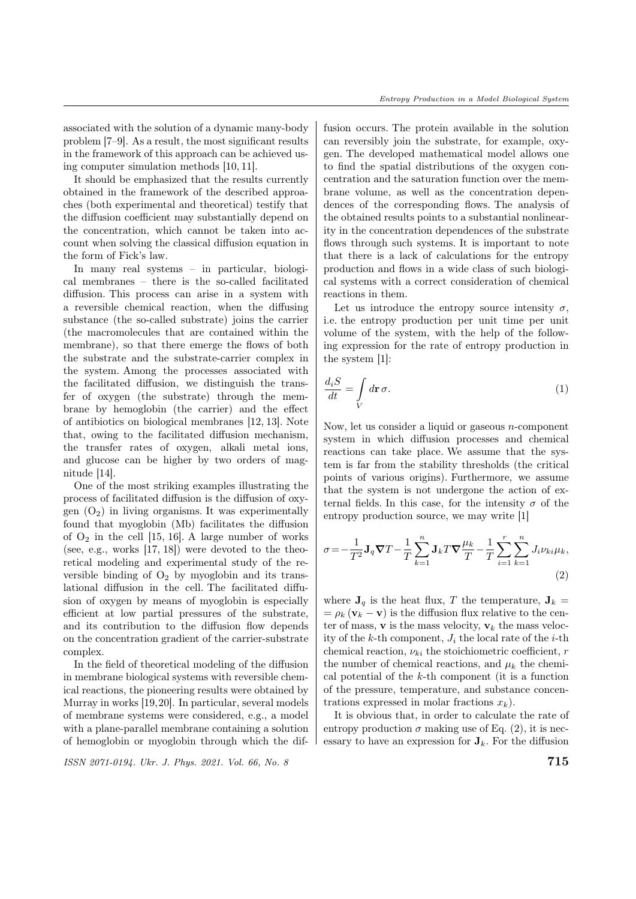associated with the solution of a dynamic many-body problem [7–9]. As a result, the most significant results in the framework of this approach can be achieved using computer simulation methods [10, 11].

It should be emphasized that the results currently obtained in the framework of the described approaches (both experimental and theoretical) testify that the diffusion coefficient may substantially depend on the concentration, which cannot be taken into account when solving the classical diffusion equation in the form of Fick's law.

In many real systems – in particular, biological membranes – there is the so-called facilitated diffusion. This process can arise in a system with a reversible chemical reaction, when the diffusing substance (the so-called substrate) joins the carrier (the macromolecules that are contained within the membrane), so that there emerge the flows of both the substrate and the substrate-carrier complex in the system. Among the processes associated with the facilitated diffusion, we distinguish the transfer of oxygen (the substrate) through the membrane by hemoglobin (the carrier) and the effect of antibiotics on biological membranes [12, 13]. Note that, owing to the facilitated diffusion mechanism, the transfer rates of oxygen, alkali metal ions, and glucose can be higher by two orders of magnitude [14].

One of the most striking examples illustrating the process of facilitated diffusion is the diffusion of oxygen ($O_2$) in living organisms. It was experimentally found that myoglobin (Mb) facilitates the diffusion of $O_2$ in the cell [15, 16]. A large number of works (see, e.g., works [17, 18]) were devoted to the theoretical modeling and experimental study of the reversible binding of $O_2$ by myoglobin and its translational diffusion in the cell. The facilitated diffusion of oxygen by means of myoglobin is especially efficient at low partial pressures of the substrate, and its contribution to the diffusion flow depends on the concentration gradient of the carrier-substrate complex.

In the field of theoretical modeling of the diffusion in membrane biological systems with reversible chemical reactions, the pioneering results were obtained by Murray in works [19, 20]. In particular, several models of membrane systems were considered, e.g., a model with a plane-parallel membrane containing a solution of hemoglobin or myoglobin through which the diffusion occurs. The protein available in the solution can reversibly join the substrate, for example, oxygen. The developed mathematical model allows one to find the spatial distributions of the oxygen concentration and the saturation function over the membrane volume, as well as the concentration dependences of the corresponding flows. The analysis of the obtained results points to a substantial nonlinearity in the concentration dependences of the substrate flows through such systems. It is important to note that there is a lack of calculations for the entropy production and flows in a wide class of such biological systems with a correct consideration of chemical reactions in them.

Let us introduce the entropy source intensity $\sigma$, i.e. the entropy production per unit time per unit volume of the system, with the help of the following expression for the rate of entropy production in the system [1]:

$$\frac{d_i S}{dt} = \int\limits_V d\mathbf{r}\,\sigma. \tag{1}$$

Now, let us consider a liquid or gaseous $n$-component system in which diffusion processes and chemical reactions can take place. We assume that the system is far from the stability thresholds (the critical points of various origins). Furthermore, we assume that the system is not undergone the action of external fields. In this case, for the intensity $\sigma$ of the entropy production source, we may write [1]

$$\sigma = -\frac{1}{T^2}\mathbf{J}_q \boldsymbol{\nabla} T - \frac{1}{T}\sum_{k=1}^{n} \mathbf{J}_k T \boldsymbol{\nabla}\frac{\mu_k}{T} - \frac{1}{T}\sum_{i=1}^{r}\sum_{k=1}^{n} J_i \nu_{ki}\mu_k, \tag{2}$$

where $\mathbf{J}_q$ is the heat flux, $T$ the temperature, $\mathbf{J}_k = \rho_k(\mathbf{v}_k - \mathbf{v})$ is the diffusion flux relative to the center of mass, $\mathbf{v}$ is the mass velocity, $\mathbf{v}_k$ the mass velocity of the $k$-th component, $J_i$ the local rate of the $i$-th chemical reaction, $\nu_{ki}$ the stoichiometric coefficient, $r$ the number of chemical reactions, and $\mu_k$ the chemical potential of the $k$-th component (it is a function of the pressure, temperature, and substance concentrations expressed in molar fractions $x_k$).

It is obvious that, in order to calculate the rate of entropy production $\sigma$ making use of Eq. (2), it is necessary to have an expression for $\mathbf{J}_k$. For the diffusion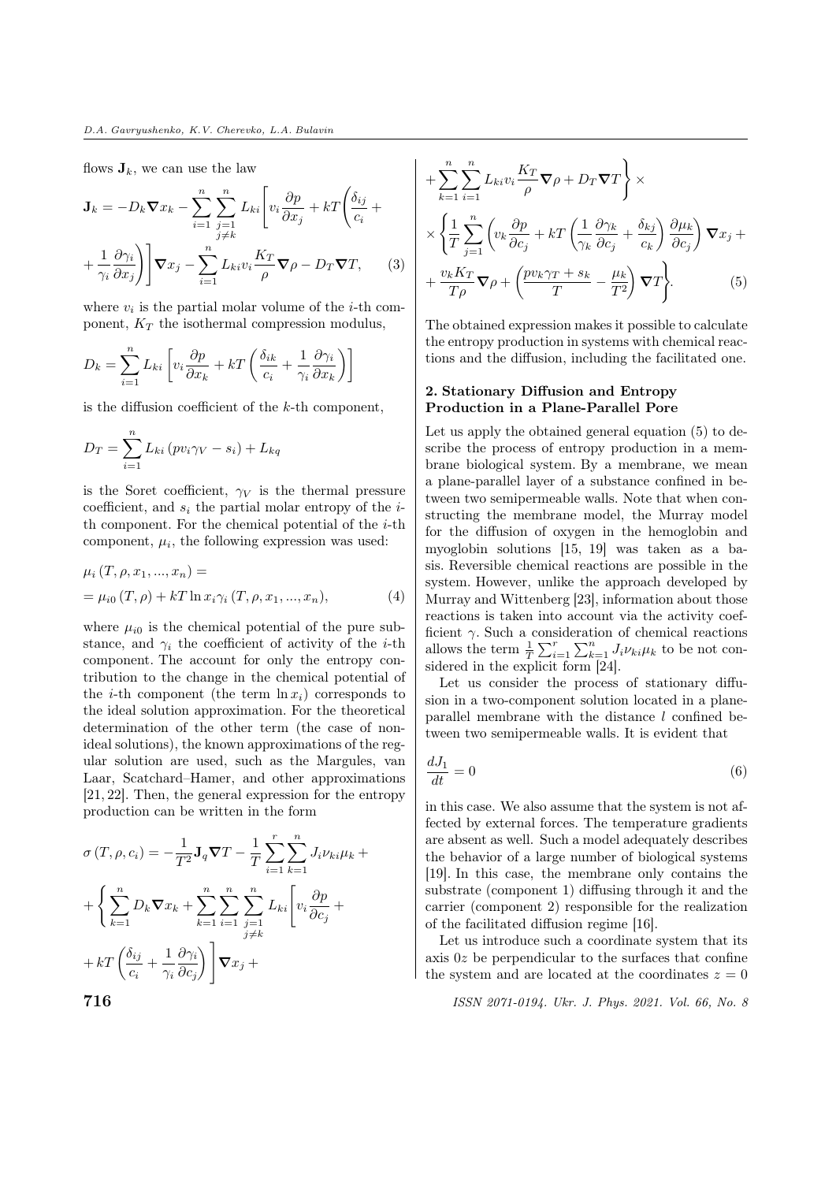flows $\mathbf{J}_k$, we can use the law

$$\mathbf{J}_k = -D_k \boldsymbol{\nabla} x_k - \sum_{i=1}^{n} \sum_{\substack{j=1 \\ j \neq k}}^{n} L_{ki} \left[ v_i \frac{\partial p}{\partial x_j} + kT \left( \frac{\delta_{ij}}{c_i} + \frac{1}{\gamma_i} \frac{\partial \gamma_i}{\partial x_j} \right) \right] \boldsymbol{\nabla} x_j - \sum_{i=1}^{n} L_{ki} v_i \frac{K_T}{\rho} \boldsymbol{\nabla} \rho - D_T \boldsymbol{\nabla} T, \tag{3}$$

where $v_i$ is the partial molar volume of the $i$-th component, $K_T$ the isothermal compression modulus,

$$D_k = \sum_{i=1}^{n} L_{ki} \left[ v_i \frac{\partial p}{\partial x_k} + kT \left( \frac{\delta_{ik}}{c_i} + \frac{1}{\gamma_i} \frac{\partial \gamma_i}{\partial x_k} \right) \right]$$

is the diffusion coefficient of the $k$-th component,

$$D_T = \sum_{i=1}^{n} L_{ki} \left( p v_i \gamma_V - s_i \right) + L_{kq}$$

is the Soret coefficient, $\gamma_V$ is the thermal pressure coefficient, and $s_i$ the partial molar entropy of the $i$-th component. For the chemical potential of the $i$-th component, $\mu_i$, the following expression was used:

$$\mu_i \left( T, \rho, x_1, ..., x_n \right) = \mu_{i0} \left( T, \rho \right) + kT \ln x_i \gamma_i \left( T, \rho, x_1, ..., x_n \right), \tag{4}$$

where $\mu_{i0}$ is the chemical potential of the pure substance, and $\gamma_i$ the coefficient of activity of the $i$-th component. The account for only the entropy contribution to the change in the chemical potential of the $i$-th component (the term $\ln x_i$) corresponds to the ideal solution approximation. For the theoretical determination of the other term (the case of nonideal solutions), the known approximations of the regular solution are used, such as the Margules, van Laar, Scatchard–Hamer, and other approximations [21, 22]. Then, the general expression for the entropy production can be written in the form

$$\sigma \left( T, \rho, c_i \right) = -\frac{1}{T^2} \mathbf{J}_q \boldsymbol{\nabla} T - \frac{1}{T} \sum_{i=1}^{r} \sum_{k=1}^{n} J_i \nu_{ki} \mu_k + \left\{ \sum_{k=1}^{n} D_k \boldsymbol{\nabla} x_k + \sum_{k=1}^{n} \sum_{i=1}^{n} \sum_{\substack{j=1 \\ j \neq k}}^{n} L_{ki} \left[ v_i \frac{\partial p}{\partial c_j} + kT \left( \frac{\delta_{ij}}{c_i} + \frac{1}{\gamma_i} \frac{\partial \gamma_i}{\partial c_j} \right) \right] \boldsymbol{\nabla} x_j + \sum_{k=1}^{n} \sum_{i=1}^{n} L_{ki} v_i \frac{K_T}{\rho} \boldsymbol{\nabla} \rho + D_T \boldsymbol{\nabla} T \right\} \times$$

$$\times \left\{ \frac{1}{T} \sum_{j=1}^{n} \left( v_k \frac{\partial p}{\partial c_j} + kT \left( \frac{1}{\gamma_k} \frac{\partial \gamma_k}{\partial c_j} + \frac{\delta_{kj}}{c_k} \right) \frac{\partial \mu_k}{\partial c_j} \right) \boldsymbol{\nabla} x_j + \frac{v_k K_T}{T \rho} \boldsymbol{\nabla} \rho + \left( \frac{p v_k \gamma_T + s_k}{T} - \frac{\mu_k}{T^2} \right) \boldsymbol{\nabla} T \right\}. \tag{5}$$

The obtained expression makes it possible to calculate the entropy production in systems with chemical reactions and the diffusion, including the facilitated one.

## 2. Stationary Diffusion and Entropy Production in a Plane-Parallel Pore

Let us apply the obtained general equation (5) to describe the process of entropy production in a membrane biological system. By a membrane, we mean a plane-parallel layer of a substance confined in between two semipermeable walls. Note that when constructing the membrane model, the Murray model for the diffusion of oxygen in the hemoglobin and myoglobin solutions [15, 19] was taken as a basis. Reversible chemical reactions are possible in the system. However, unlike the approach developed by Murray and Wittenberg [23], information about those reactions is taken into account via the activity coefficient $\gamma$. Such a consideration of chemical reactions allows the term $\frac{1}{T} \sum_{i=1}^{r} \sum_{k=1}^{n} J_i \nu_{ki} \mu_k$ to be not considered in the explicit form [24].

Let us consider the process of stationary diffusion in a two-component solution located in a plane-parallel membrane with the distance $l$ confined between two semipermeable walls. It is evident that

$$\frac{dJ_1}{dt} = 0 \tag{6}$$

in this case. We also assume that the system is not affected by external forces. The temperature gradients are absent as well. Such a model adequately describes the behavior of a large number of biological systems [19]. In this case, the membrane only contains the substrate (component 1) diffusing through it and the carrier (component 2) responsible for the realization of the facilitated diffusion regime [16].

Let us introduce such a coordinate system that its axis $0z$ be perpendicular to the surfaces that confine the system and are located at the coordinates $z = 0$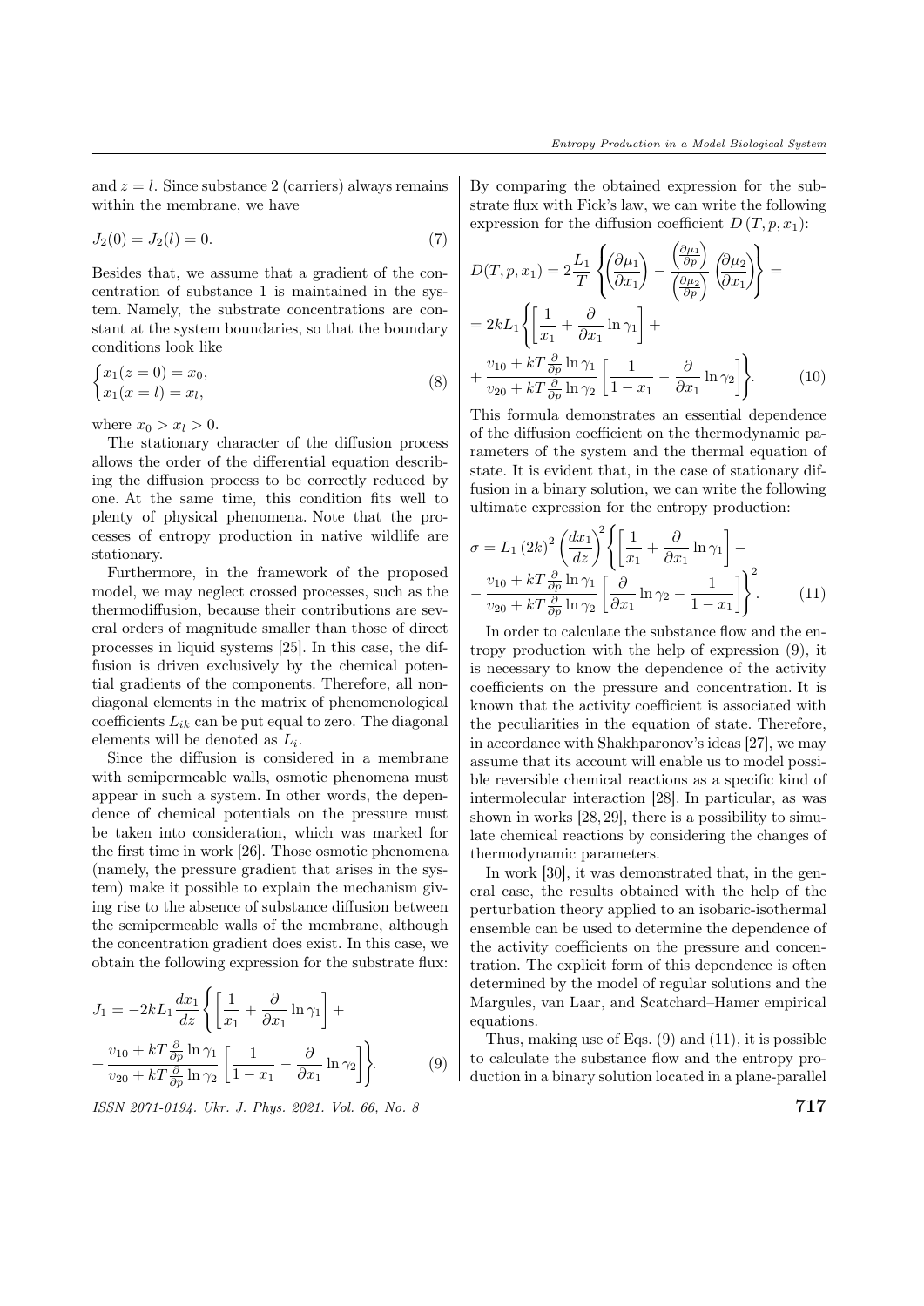and $z = l$. Since substance 2 (carriers) always remains within the membrane, we have

$$J_2(0) = J_2(l) = 0. \tag{7}$$

Besides that, we assume that a gradient of the concentration of substance 1 is maintained in the system. Namely, the substrate concentrations are constant at the system boundaries, so that the boundary conditions look like

$$\begin{cases} x_1(z=0) = x_0, \\ x_1(x=l) = x_l, \end{cases} \tag{8}$$

where $x_0 > x_l > 0$.

The stationary character of the diffusion process allows the order of the differential equation describing the diffusion process to be correctly reduced by one. At the same time, this condition fits well to plenty of physical phenomena. Note that the processes of entropy production in native wildlife are stationary.

Furthermore, in the framework of the proposed model, we may neglect crossed processes, such as the thermodiffusion, because their contributions are several orders of magnitude smaller than those of direct processes in liquid systems [25]. In this case, the diffusion is driven exclusively by the chemical potential gradients of the components. Therefore, all nondiagonal elements in the matrix of phenomenological coefficients $L_{ik}$ can be put equal to zero. The diagonal elements will be denoted as $L_i$.

Since the diffusion is considered in a membrane with semipermeable walls, osmotic phenomena must appear in such a system. In other words, the dependence of chemical potentials on the pressure must be taken into consideration, which was marked for the first time in work [26]. Those osmotic phenomena (namely, the pressure gradient that arises in the system) make it possible to explain the mechanism giving rise to the absence of substance diffusion between the semipermeable walls of the membrane, although the concentration gradient does exist. In this case, we obtain the following expression for the substrate flux:

$$J_1 = -2kL_1 \frac{dx_1}{dz} \left\{ \left[ \frac{1}{x_1} + \frac{\partial}{\partial x_1} \ln \gamma_1 \right] + \frac{v_{10} + kT \frac{\partial}{\partial p} \ln \gamma_1}{v_{20} + kT \frac{\partial}{\partial p} \ln \gamma_2} \left[ \frac{1}{1 - x_1} - \frac{\partial}{\partial x_1} \ln \gamma_2 \right] \right\}. \tag{9}$$

By comparing the obtained expression for the substrate flux with Fick's law, we can write the following expression for the diffusion coefficient $D(T, p, x_1)$:

$$D(T, p, x_1) = 2\frac{L_1}{T} \left\{ \left( \frac{\partial \mu_1}{\partial x_1} \right) - \frac{\left( \frac{\partial \mu_1}{\partial p} \right)}{\left( \frac{\partial \mu_2}{\partial p} \right)} \left( \frac{\partial \mu_2}{\partial x_1} \right) \right\} = 2kL_1 \left\{ \left[ \frac{1}{x_1} + \frac{\partial}{\partial x_1} \ln \gamma_1 \right] + \frac{v_{10} + kT \frac{\partial}{\partial p} \ln \gamma_1}{v_{20} + kT \frac{\partial}{\partial p} \ln \gamma_2} \left[ \frac{1}{1 - x_1} - \frac{\partial}{\partial x_1} \ln \gamma_2 \right] \right\}. \tag{10}$$

This formula demonstrates an essential dependence of the diffusion coefficient on the thermodynamic parameters of the system and the thermal equation of state. It is evident that, in the case of stationary diffusion in a binary solution, we can write the following ultimate expression for the entropy production:

$$\sigma = L_1 (2k)^2 \left( \frac{dx_1}{dz} \right)^2 \left\{ \left[ \frac{1}{x_1} + \frac{\partial}{\partial x_1} \ln \gamma_1 \right] - \frac{v_{10} + kT \frac{\partial}{\partial p} \ln \gamma_1}{v_{20} + kT \frac{\partial}{\partial p} \ln \gamma_2} \left[ \frac{\partial}{\partial x_1} \ln \gamma_2 - \frac{1}{1 - x_1} \right] \right\}^2. \tag{11}$$

In order to calculate the substance flow and the entropy production with the help of expression (9), it is necessary to know the dependence of the activity coefficients on the pressure and concentration. It is known that the activity coefficient is associated with the peculiarities in the equation of state. Therefore, in accordance with Shakhparonov's ideas [27], we may assume that its account will enable us to model possible reversible chemical reactions as a specific kind of intermolecular interaction [28]. In particular, as was shown in works [28, 29], there is a possibility to simulate chemical reactions by considering the changes of thermodynamic parameters.

In work [30], it was demonstrated that, in the general case, the results obtained with the help of the perturbation theory applied to an isobaric-isothermal ensemble can be used to determine the dependence of the activity coefficients on the pressure and concentration. The explicit form of this dependence is often determined by the model of regular solutions and the Margules, van Laar, and Scatchard–Hamer empirical equations.

Thus, making use of Eqs. (9) and (11), it is possible to calculate the substance flow and the entropy production in a binary solution located in a plane-parallel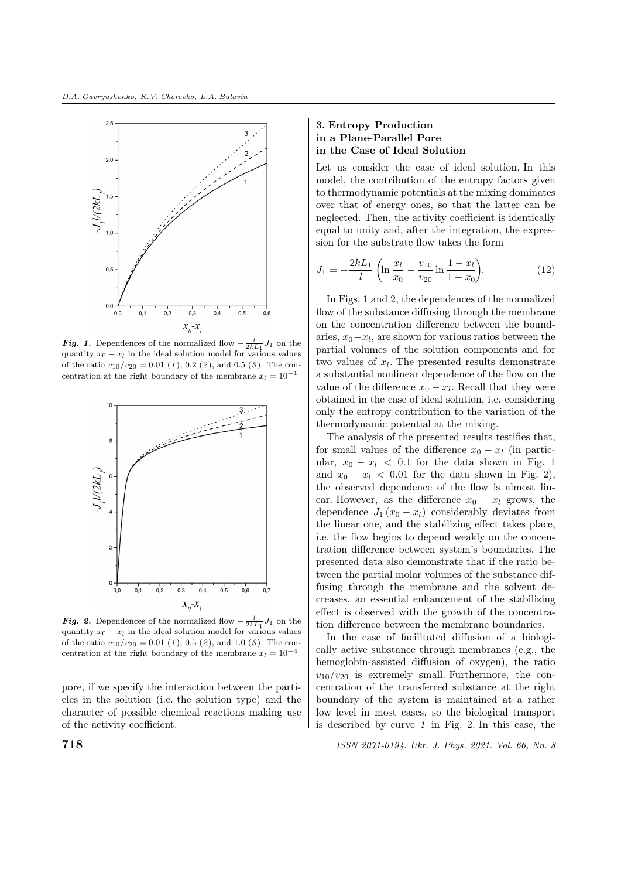**Fig. 1.** Dependences of the normalized flow $-\frac{l}{2kL_1}J_1$ on the quantity $x_0 - x_l$ in the ideal solution model for various values of the ratio $v_{10}/v_{20} = 0.01$ (*1*), 0.2 (*2*), and 0.5 (*3*). The concentration at the right boundary of the membrane $x_l = 10^{-1}$

**Fig. 2.** Dependences of the normalized flow $-\frac{l}{2kL_1}J_1$ on the quantity $x_0 - x_l$ in the ideal solution model for various values of the ratio $v_{10}/v_{20} = 0.01$ (*1*), 0.5 (*2*), and 1.0 (*3*). The concentration at the right boundary of the membrane $x_l = 10^{-4}$

pore, if we specify the interaction between the particles in the solution (i.e. the solution type) and the character of possible chemical reactions making use of the activity coefficient.

### 3. Entropy Production in a Plane-Parallel Pore in the Case of Ideal Solution

Let us consider the case of ideal solution. In this model, the contribution of the entropy factors given to thermodynamic potentials at the mixing dominates over that of energy ones, so that the latter can be neglected. Then, the activity coefficient is identically equal to unity and, after the integration, the expression for the substrate flow takes the form

$$J_1 = -\frac{2kL_1}{l}\left(\ln\frac{x_l}{x_0} - \frac{v_{10}}{v_{20}}\ln\frac{1-x_l}{1-x_0}\right). \tag{12}$$

In Figs. 1 and 2, the dependences of the normalized flow of the substance diffusing through the membrane on the concentration difference between the boundaries, $x_0 - x_l$, are shown for various ratios between the partial volumes of the solution components and for two values of $x_l$. The presented results demonstrate a substantial nonlinear dependence of the flow on the value of the difference $x_0 - x_l$. Recall that they were obtained in the case of ideal solution, i.e. considering only the entropy contribution to the variation of the thermodynamic potential at the mixing.

The analysis of the presented results testifies that, for small values of the difference $x_0 - x_l$ (in particular, $x_0 - x_l < 0.1$ for the data shown in Fig. 1 and $x_0 - x_l < 0.01$ for the data shown in Fig. 2), the observed dependence of the flow is almost linear. However, as the difference $x_0 - x_l$ grows, the dependence $J_1(x_0 - x_l)$ considerably deviates from the linear one, and the stabilizing effect takes place, i.e. the flow begins to depend weakly on the concentration difference between system's boundaries. The presented data also demonstrate that if the ratio between the partial molar volumes of the substance diffusing through the membrane and the solvent decreases, an essential enhancement of the stabilizing effect is observed with the growth of the concentration difference between the membrane boundaries.

In the case of facilitated diffusion of a biologically active substance through membranes (e.g., the hemoglobin-assisted diffusion of oxygen), the ratio $v_{10}/v_{20}$ is extremely small. Furthermore, the concentration of the transferred substance at the right boundary of the system is maintained at a rather low level in most cases, so the biological transport is described by curve *1* in Fig. 2. In this case, the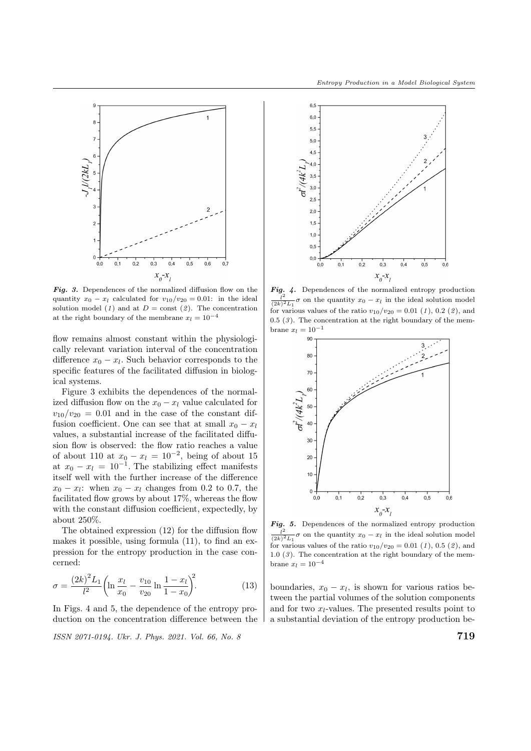*Fig. 3.* Dependences of the normalized diffusion flow on the quantity $x_0 - x_l$ calculated for $v_{10}/v_{20} = 0.01$: in the ideal solution model (*1*) and at $D = \text{const}$ (*2*). The concentration at the right boundary of the membrane $x_l = 10^{-4}$

flow remains almost constant within the physiologically relevant variation interval of the concentration difference $x_0 - x_l$. Such behavior corresponds to the specific features of the facilitated diffusion in biological systems.

Figure 3 exhibits the dependences of the normalized diffusion flow on the $x_0 - x_l$ value calculated for $v_{10}/v_{20} = 0.01$ and in the case of the constant diffusion coefficient. One can see that at small $x_0 - x_l$ values, a substantial increase of the facilitated diffusion flow is observed: the flow ratio reaches a value of about 110 at $x_0 - x_l = 10^{-2}$, being of about 15 at $x_0 - x_l = 10^{-1}$. The stabilizing effect manifests itself well with the further increase of the difference $x_0 - x_l$: when $x_0 - x_l$ changes from 0.2 to 0.7, the facilitated flow grows by about 17%, whereas the flow with the constant diffusion coefficient, expectedly, by about 250%.

The obtained expression (12) for the diffusion flow makes it possible, using formula (11), to find an expression for the entropy production in the case concerned:

$$\sigma = \frac{(2k)^2 L_1}{l^2}\left(\ln\frac{x_l}{x_0} - \frac{v_{10}}{v_{20}}\ln\frac{1-x_l}{1-x_0}\right)^2. \qquad (13)$$

In Figs. 4 and 5, the dependence of the entropy production on the concentration difference between the boundaries, $x_0 - x_l$, is shown for various ratios between the partial volumes of the solution components and for two $x_l$-values. The presented results point to a substantial deviation of the entropy production be-

*Fig. 4.* Dependences of the normalized entropy production $\frac{l^2}{(2k)^2 L_1}\sigma$ on the quantity $x_0 - x_l$ in the ideal solution model for various values of the ratio $v_{10}/v_{20} = 0.01$ (*1*), 0.2 (*2*), and 0.5 (*3*). The concentration at the right boundary of the membrane $x_l = 10^{-1}$

*Fig. 5.* Dependences of the normalized entropy production $\frac{l^2}{(2k)^2 L_1}\sigma$ on the quantity $x_0 - x_l$ in the ideal solution model for various values of the ratio $v_{10}/v_{20} = 0.01$ (*1*), 0.5 (*2*), and 1.0 (*3*). The concentration at the right boundary of the membrane $x_l = 10^{-4}$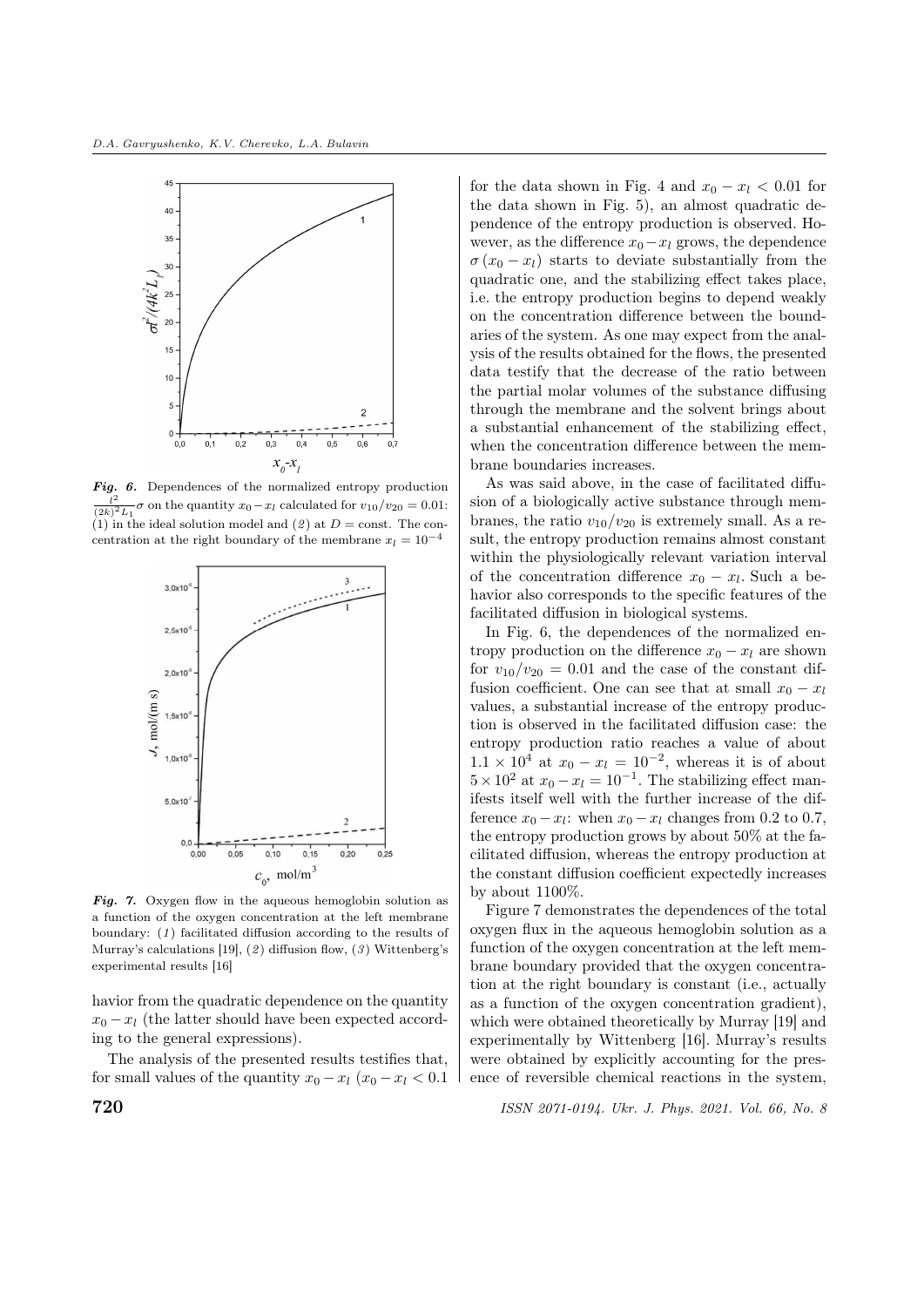*Fig. 6.* Dependences of the normalized entropy production $\frac{l^2}{(2k)^2 L_1}\sigma$ on the quantity $x_0 - x_l$ calculated for $v_{10}/v_{20} = 0.01$: (*1*) in the ideal solution model and (*2*) at $D = \text{const}$. The concentration at the right boundary of the membrane $x_l = 10^{-4}$

*Fig. 7.* Oxygen flow in the aqueous hemoglobin solution as a function of the oxygen concentration at the left membrane boundary: (*1*) facilitated diffusion according to the results of Murray's calculations [19], (*2*) diffusion flow, (*3*) Wittenberg's experimental results [16]

havior from the quadratic dependence on the quantity $x_0 - x_l$ (the latter should have been expected according to the general expressions).

The analysis of the presented results testifies that, for small values of the quantity $x_0 - x_l$ ($x_0 - x_l < 0.1$ for the data shown in Fig. 4 and $x_0 - x_l < 0.01$ for the data shown in Fig. 5), an almost quadratic dependence of the entropy production is observed. However, as the difference $x_0 - x_l$ grows, the dependence $\sigma(x_0 - x_l)$ starts to deviate substantially from the quadratic one, and the stabilizing effect takes place, i.e. the entropy production begins to depend weakly on the concentration difference between the boundaries of the system. As one may expect from the analysis of the results obtained for the flows, the presented data testify that the decrease of the ratio between the partial molar volumes of the substance diffusing through the membrane and the solvent brings about a substantial enhancement of the stabilizing effect, when the concentration difference between the membrane boundaries increases.

As was said above, in the case of facilitated diffusion of a biologically active substance through membranes, the ratio $v_{10}/v_{20}$ is extremely small. As a result, the entropy production remains almost constant within the physiologically relevant variation interval of the concentration difference $x_0 - x_l$. Such a behavior also corresponds to the specific features of the facilitated diffusion in biological systems.

In Fig. 6, the dependences of the normalized entropy production on the difference $x_0 - x_l$ are shown for $v_{10}/v_{20} = 0.01$ and the case of the constant diffusion coefficient. One can see that at small $x_0 - x_l$ values, a substantial increase of the entropy production is observed in the facilitated diffusion case: the entropy production ratio reaches a value of about $1.1 \times 10^4$ at $x_0 - x_l = 10^{-2}$, whereas it is of about $5 \times 10^2$ at $x_0 - x_l = 10^{-1}$. The stabilizing effect manifests itself well with the further increase of the difference $x_0 - x_l$: when $x_0 - x_l$ changes from 0.2 to 0.7, the entropy production grows by about 50% at the facilitated diffusion, whereas the entropy production at the constant diffusion coefficient expectedly increases by about 1100%.

Figure 7 demonstrates the dependences of the total oxygen flux in the aqueous hemoglobin solution as a function of the oxygen concentration at the left membrane boundary provided that the oxygen concentration at the right boundary is constant (i.e., actually as a function of the oxygen concentration gradient), which were obtained theoretically by Murray [19] and experimentally by Wittenberg [16]. Murray's results were obtained by explicitly accounting for the presence of reversible chemical reactions in the system,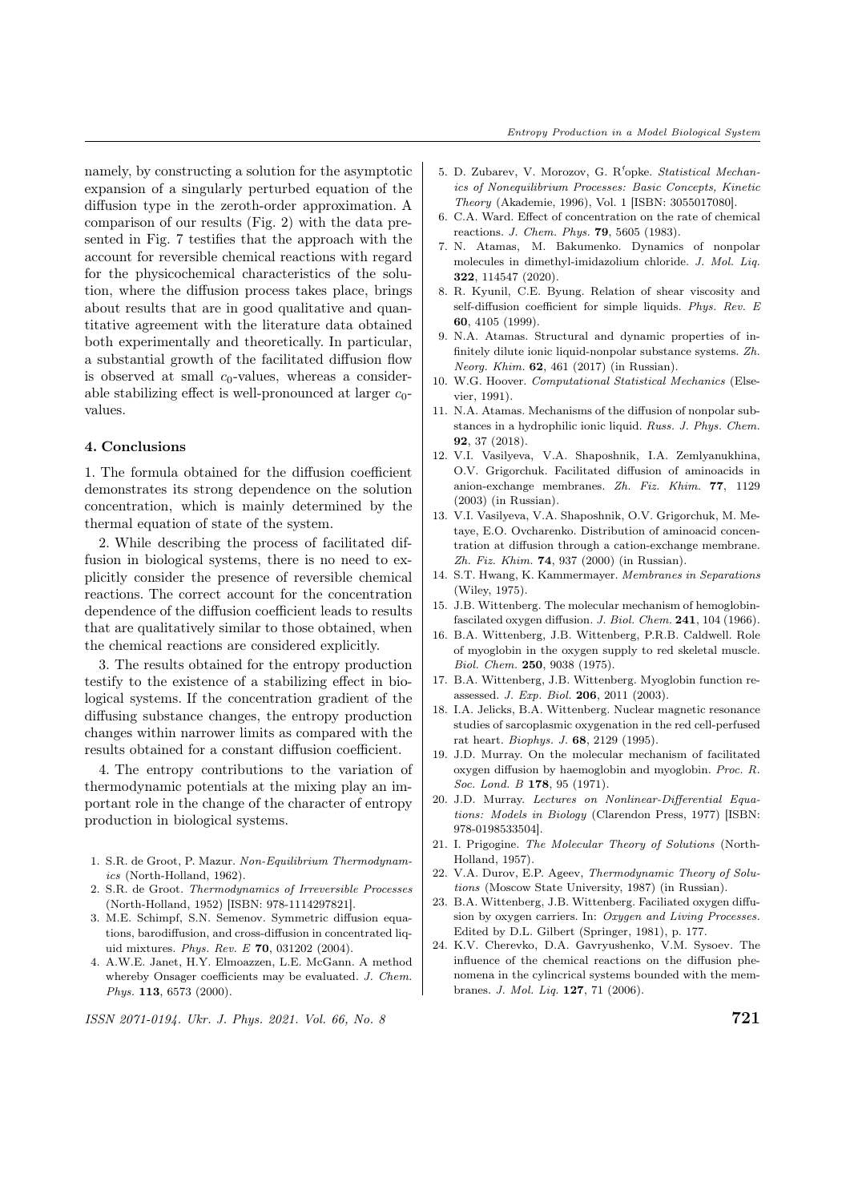namely, by constructing a solution for the asymptotic expansion of a singularly perturbed equation of the diffusion type in the zeroth-order approximation. A comparison of our results (Fig. 2) with the data presented in Fig. 7 testifies that the approach with the account for reversible chemical reactions with regard for the physicochemical characteristics of the solution, where the diffusion process takes place, brings about results that are in good qualitative and quantitative agreement with the literature data obtained both experimentally and theoretically. In particular, a substantial growth of the facilitated diffusion flow is observed at small $c_0$-values, whereas a considerable stabilizing effect is well-pronounced at larger $c_0$-values.

### 4. Conclusions

1. The formula obtained for the diffusion coefficient demonstrates its strong dependence on the solution concentration, which is mainly determined by the thermal equation of state of the system.

2. While describing the process of facilitated diffusion in biological systems, there is no need to explicitly consider the presence of reversible chemical reactions. The correct account for the concentration dependence of the diffusion coefficient leads to results that are qualitatively similar to those obtained, when the chemical reactions are considered explicitly.

3. The results obtained for the entropy production testify to the existence of a stabilizing effect in biological systems. If the concentration gradient of the diffusing substance changes, the entropy production changes within narrower limits as compared with the results obtained for a constant diffusion coefficient.

4. The entropy contributions to the variation of thermodynamic potentials at the mixing play an important role in the change of the character of entropy production in biological systems.

1. S.R. de Groot, P. Mazur. *Non-Equilibrium Thermodynamics* (North-Holland, 1962).
2. S.R. de Groot. *Thermodynamics of Irreversible Processes* (North-Holland, 1952) [ISBN: 978-1114297821].
3. M.E. Schimpf, S.N. Semenov. Symmetric diffusion equations, barodiffusion, and cross-diffusion in concentrated liquid mixtures. *Phys. Rev. E* **70**, 031202 (2004).
4. A.W.E. Janet, H.Y. Elmoazzen, L.E. McGann. A method whereby Onsager coefficients may be evaluated. *J. Chem. Phys.* **113**, 6573 (2000).
5. D. Zubarev, V. Morozov, G. R'opke. *Statistical Mechanics of Nonequilibrium Processes: Basic Concepts, Kinetic Theory* (Akademie, 1996), Vol. 1 [ISBN: 3055017080].
6. C.A. Ward. Effect of concentration on the rate of chemical reactions. *J. Chem. Phys.* **79**, 5605 (1983).
7. N. Atamas, M. Bakumenko. Dynamics of nonpolar molecules in dimethyl-imidazolium chloride. *J. Mol. Liq.* **322**, 114547 (2020).
8. R. Kyunil, C.E. Byung. Relation of shear viscosity and self-diffusion coefficient for simple liquids. *Phys. Rev. E* **60**, 4105 (1999).
9. N.A. Atamas. Structural and dynamic properties of infinitely dilute ionic liquid-nonpolar substance systems. *Zh. Neorg. Khim.* **62**, 461 (2017) (in Russian).
10. W.G. Hoover. *Computational Statistical Mechanics* (Elsevier, 1991).
11. N.A. Atamas. Mechanisms of the diffusion of nonpolar substances in a hydrophilic ionic liquid. *Russ. J. Phys. Chem.* **92**, 37 (2018).
12. V.I. Vasilyeva, V.A. Shaposhnik, I.A. Zemlyanukhina, O.V. Grigorchuk. Facilitated diffusion of aminoacids in anion-exchange membranes. *Zh. Fiz. Khim.* **77**, 1129 (2003) (in Russian).
13. V.I. Vasilyeva, V.A. Shaposhnik, O.V. Grigorchuk, M. Metaye, E.O. Ovcharenko. Distribution of aminoacid concentration at diffusion through a cation-exchange membrane. *Zh. Fiz. Khim.* **74**, 937 (2000) (in Russian).
14. S.T. Hwang, K. Kammermayer. *Membranes in Separations* (Wiley, 1975).
15. J.B. Wittenberg. The molecular mechanism of hemoglobin-fascilated oxygen diffusion. *J. Biol. Chem.* **241**, 104 (1966).
16. B.A. Wittenberg, J.B. Wittenberg, P.R.B. Caldwell. Role of myoglobin in the oxygen supply to red skeletal muscle. *Biol. Chem.* **250**, 9038 (1975).
17. B.A. Wittenberg, J.B. Wittenberg. Myoglobin function reassessed. *J. Exp. Biol.* **206**, 2011 (2003).
18. I.A. Jelicks, B.A. Wittenberg. Nuclear magnetic resonance studies of sarcoplasmic oxygenation in the red cell-perfused rat heart. *Biophys. J.* **68**, 2129 (1995).
19. J.D. Murray. On the molecular mechanism of facilitated oxygen diffusion by haemoglobin and myoglobin. *Proc. R. Soc. Lond. B* **178**, 95 (1971).
20. J.D. Murray. *Lectures on Nonlinear-Differential Equations: Models in Biology* (Clarendon Press, 1977) [ISBN: 978-0198533504].
21. I. Prigogine. *The Molecular Theory of Solutions* (North-Holland, 1957).
22. V.A. Durov, E.P. Ageev, *Thermodynamic Theory of Solutions* (Moscow State University, 1987) (in Russian).
23. B.A. Wittenberg, J.B. Wittenberg. Faciliated oxygen diffusion by oxygen carriers. In: *Oxygen and Living Processes*. Edited by D.L. Gilbert (Springer, 1981), p. 177.
24. K.V. Cherevko, D.A. Gavryushenko, V.M. Sysoev. The influence of the chemical reactions on the diffusion phenomena in the cylincrical systems bounded with the membranes. *J. Mol. Liq.* **127**, 71 (2006).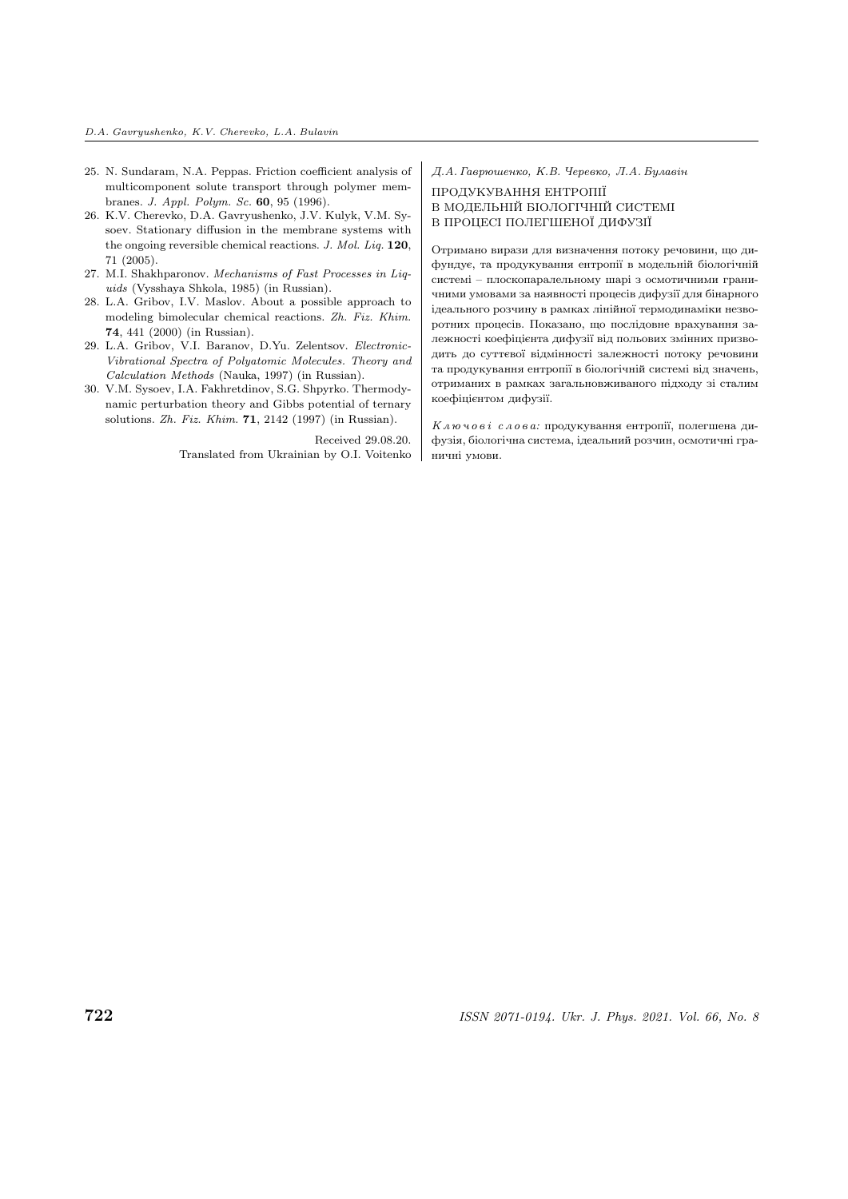25. N. Sundaram, N.A. Peppas. Friction coefficient analysis of multicomponent solute transport through polymer membranes. *J. Appl. Polym. Sc.* **60**, 95 (1996).
26. K.V. Cherevko, D.A. Gavryushenko, J.V. Kulyk, V.M. Sysoev. Stationary diffusion in the membrane systems with the ongoing reversible chemical reactions. *J. Mol. Liq.* **120**, 71 (2005).
27. M.I. Shakhparonov. *Mechanisms of Fast Processes in Liquids* (Vysshaya Shkola, 1985) (in Russian).
28. L.A. Gribov, I.V. Maslov. About a possible approach to modeling bimolecular chemical reactions. *Zh. Fiz. Khim.* **74**, 441 (2000) (in Russian).
29. L.A. Gribov, V.I. Baranov, D.Yu. Zelentsov. *Electronic-Vibrational Spectra of Polyatomic Molecules. Theory and Calculation Methods* (Nauka, 1997) (in Russian).
30. V.M. Sysoev, I.A. Fakhretdinov, S.G. Shpyrko. Thermodynamic perturbation theory and Gibbs potential of ternary solutions. *Zh. Fiz. Khim.* **71**, 2142 (1997) (in Russian).

Received 29.08.20.
Translated from Ukrainian by O.I. Voitenko

*Д.А. Гаврюшенко, К.В. Черевко, Л.А. Булавін*

ПРОДУКУВАННЯ ЕНТРОПІЇ
В МОДЕЛЬНІЙ БІОЛОГІЧНІЙ СИСТЕМІ
В ПРОЦЕСІ ПОЛЕГШЕНОЇ ДИФУЗІЇ

Отримано вирази для визначення потоку речовини, що дифундує, та продукування ентропії в модельній біологічній системі – плоскопаралельному шарі з осмотичними граничними умовами за наявності процесів дифузії для бінарного ідеального розчину в рамках лінійної термодинаміки незворотних процесів. Показано, що послідовне врахування залежності коефіцієнта дифузії від польових змінних призводить до суттєвої відмінності залежності потоку речовини та продукування ентропії в біологічній системі від значень, отриманих в рамках загальновживаного підходу зі сталим коефіцієнтом дифузії.

*Ключові слова:* продукування ентропії, полегшена дифузія, біологічна система, ідеальний розчин, осмотичні граничні умови.